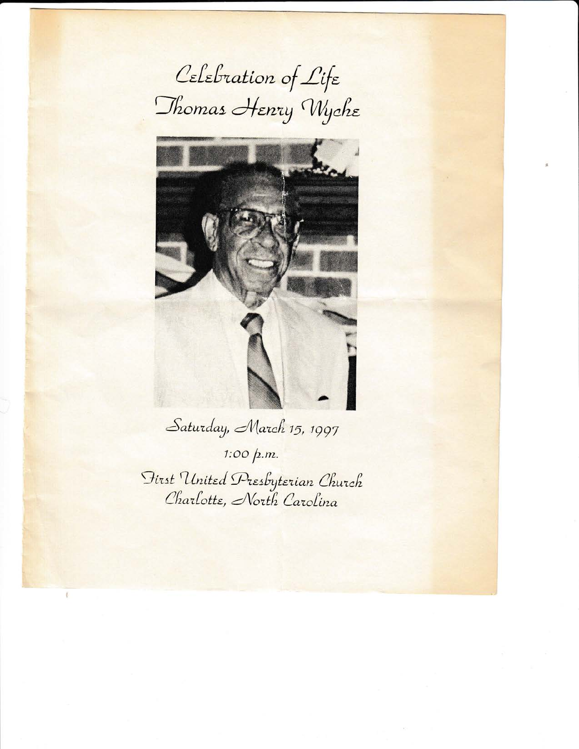# Celebration of Life
# Thomas Henry Wyche

Saturday, March 15, 1997

1:00 p.m.

First United Presbyterian Church
Charlotte, North Carolina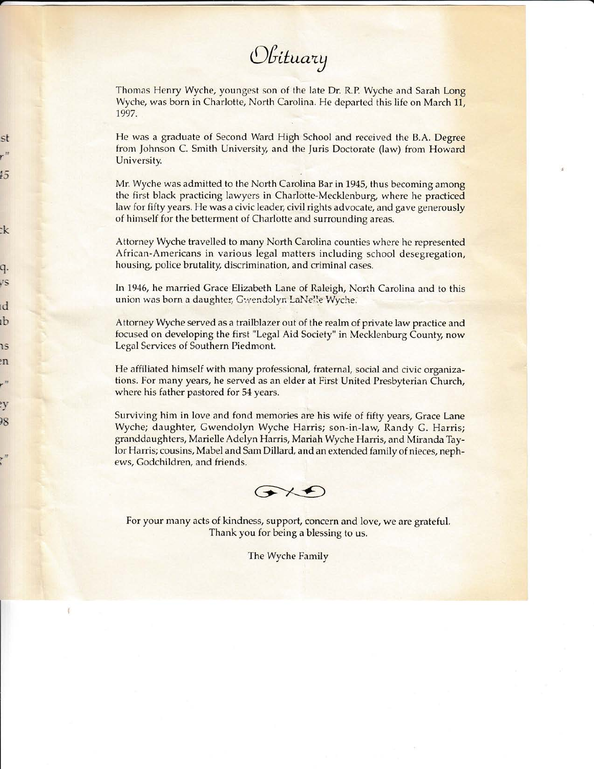# Obituary

Thomas Henry Wyche, youngest son of the late Dr. R.P. Wyche and Sarah Long Wyche, was born in Charlotte, North Carolina. He departed this life on March 11, 1997.

He was a graduate of Second Ward High School and received the B.A. Degree from Johnson C. Smith University, and the Juris Doctorate (law) from Howard University.

Mr. Wyche was admitted to the North Carolina Bar in 1945, thus becoming among the first black practicing lawyers in Charlotte-Mecklenburg, where he practiced law for fifty years. He was a civic leader, civil rights advocate, and gave generously of himself for the betterment of Charlotte and surrounding areas.

Attorney Wyche travelled to many North Carolina counties where he represented African-Americans in various legal matters including school desegregation, housing, police brutality, discrimination, and criminal cases.

In 1946, he married Grace Elizabeth Lane of Raleigh, North Carolina and to this union was born a daughter, Gwendolyn LaNelle Wyche.

Attorney Wyche served as a trailblazer out of the realm of private law practice and focused on developing the first "Legal Aid Society" in Mecklenburg County, now Legal Services of Southern Piedmont.

He affiliated himself with many professional, fraternal, social and civic organizations. For many years, he served as an elder at First United Presbyterian Church, where his father pastored for 54 years.

Surviving him in love and fond memories are his wife of fifty years, Grace Lane Wyche; daughter, Gwendolyn Wyche Harris; son-in-law, Randy G. Harris; granddaughters, Marielle Adelyn Harris, Mariah Wyche Harris, and Miranda Taylor Harris; cousins, Mabel and Sam Dillard, and an extended family of nieces, nephews, Godchildren, and friends.

For your many acts of kindness, support, concern and love, we are grateful. Thank you for being a blessing to us.

The Wyche Family